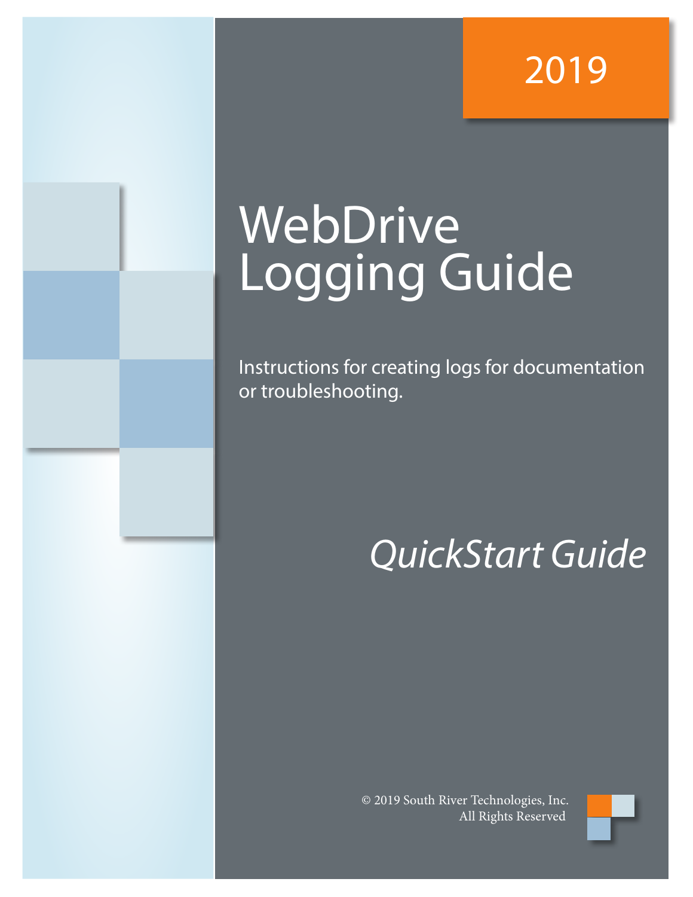2019

# WebDrive Logging Guide

Instructions for creating logs for documentation or troubleshooting.

*QuickStart Guide*

© 2019 South River Technologies, Inc.
All Rights Reserved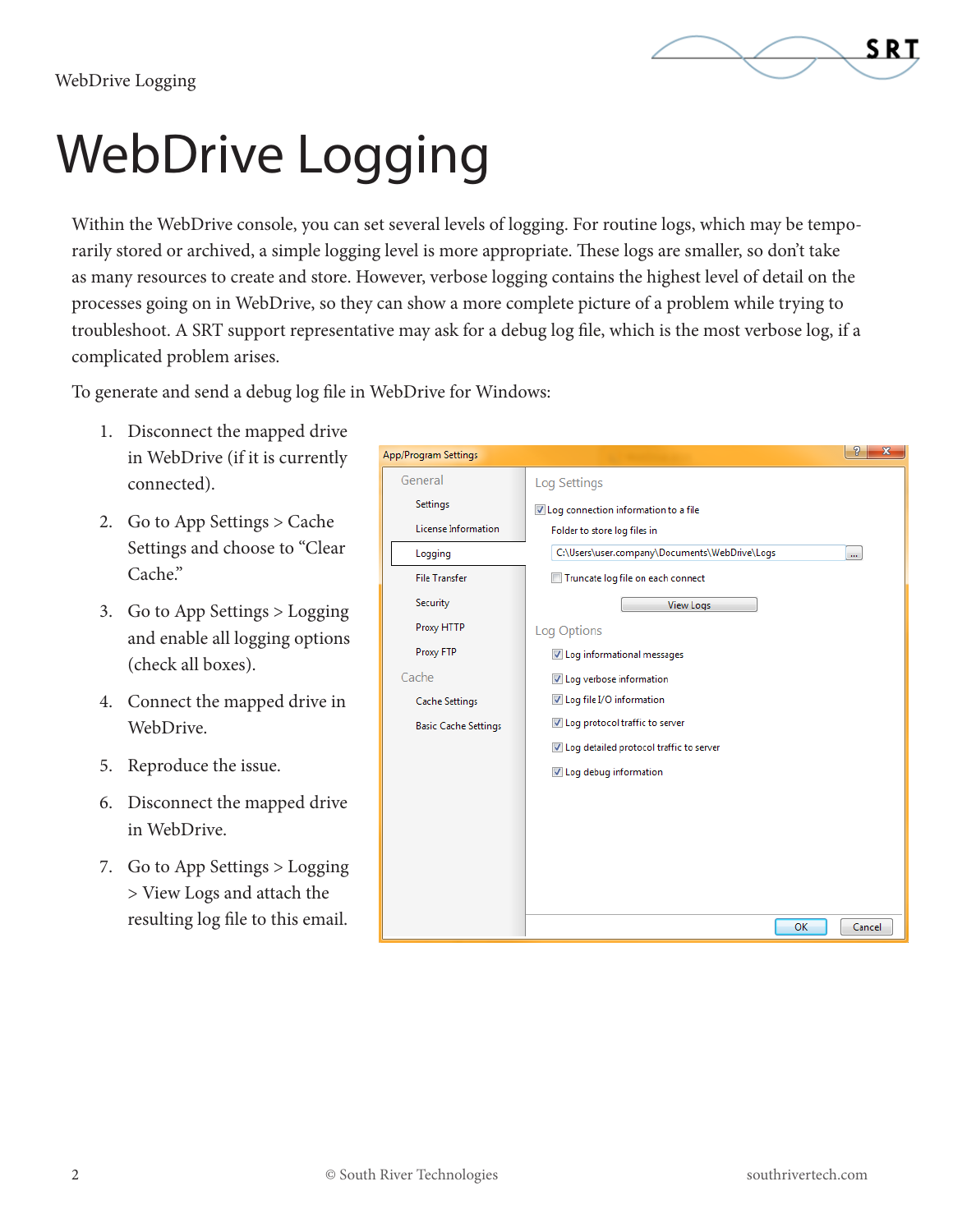# WebDrive Logging

Within the WebDrive console, you can set several levels of logging. For routine logs, which may be temporarily stored or archived, a simple logging level is more appropriate. These logs are smaller, so don't take as many resources to create and store. However, verbose logging contains the highest level of detail on the processes going on in WebDrive, so they can show a more complete picture of a problem while trying to troubleshoot. A SRT support representative may ask for a debug log file, which is the most verbose log, if a complicated problem arises.

To generate and send a debug log file in WebDrive for Windows:

1. Disconnect the mapped drive in WebDrive (if it is currently connected).
2. Go to App Settings > Cache Settings and choose to "Clear Cache."
3. Go to App Settings > Logging and enable all logging options (check all boxes).
4. Connect the mapped drive in WebDrive.
5. Reproduce the issue.
6. Disconnect the mapped drive in WebDrive.
7. Go to App Settings > Logging > View Logs and attach the resulting log file to this email.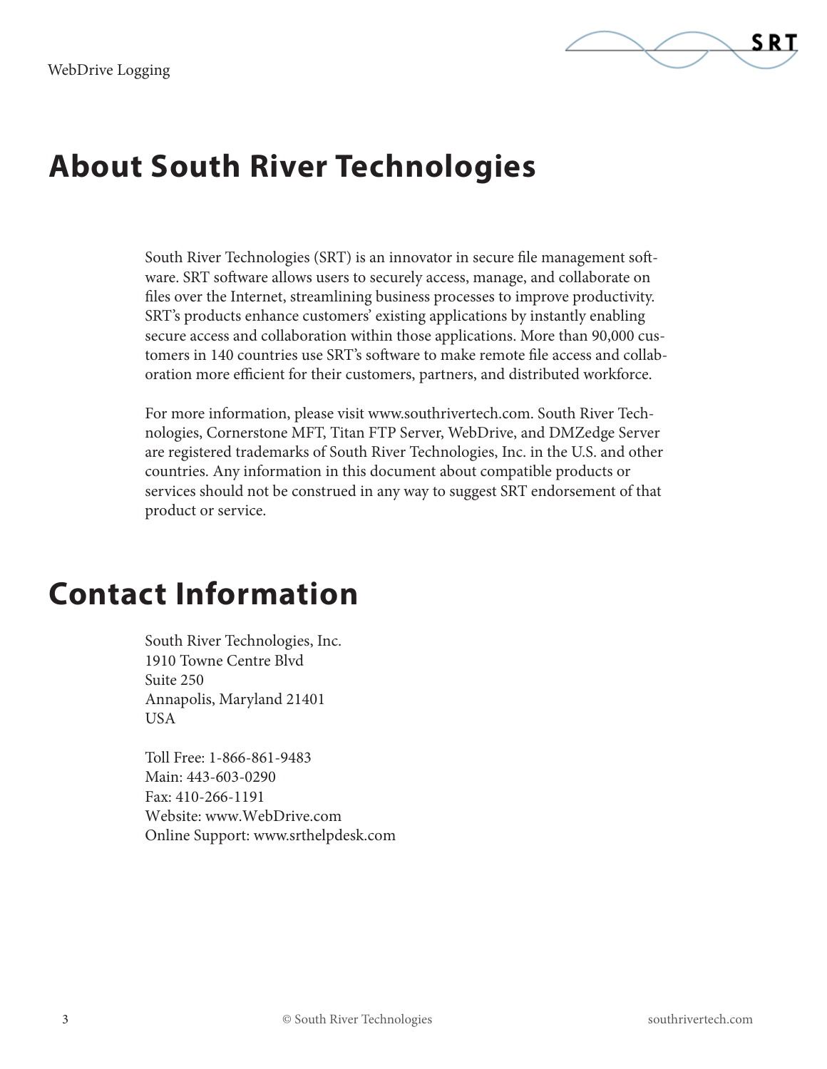# About South River Technologies

South River Technologies (SRT) is an innovator in secure file management software. SRT software allows users to securely access, manage, and collaborate on files over the Internet, streamlining business processes to improve productivity. SRT's products enhance customers' existing applications by instantly enabling secure access and collaboration within those applications. More than 90,000 customers in 140 countries use SRT's software to make remote file access and collaboration more efficient for their customers, partners, and distributed workforce.

For more information, please visit www.southrivertech.com. South River Technologies, Cornerstone MFT, Titan FTP Server, WebDrive, and DMZedge Server are registered trademarks of South River Technologies, Inc. in the U.S. and other countries. Any information in this document about compatible products or services should not be construed in any way to suggest SRT endorsement of that product or service.

# Contact Information

South River Technologies, Inc.
1910 Towne Centre Blvd
Suite 250
Annapolis, Maryland 21401
USA

Toll Free: 1-866-861-9483
Main: 443-603-0290
Fax: 410-266-1191
Website: www.WebDrive.com
Online Support: www.srthelpdesk.com